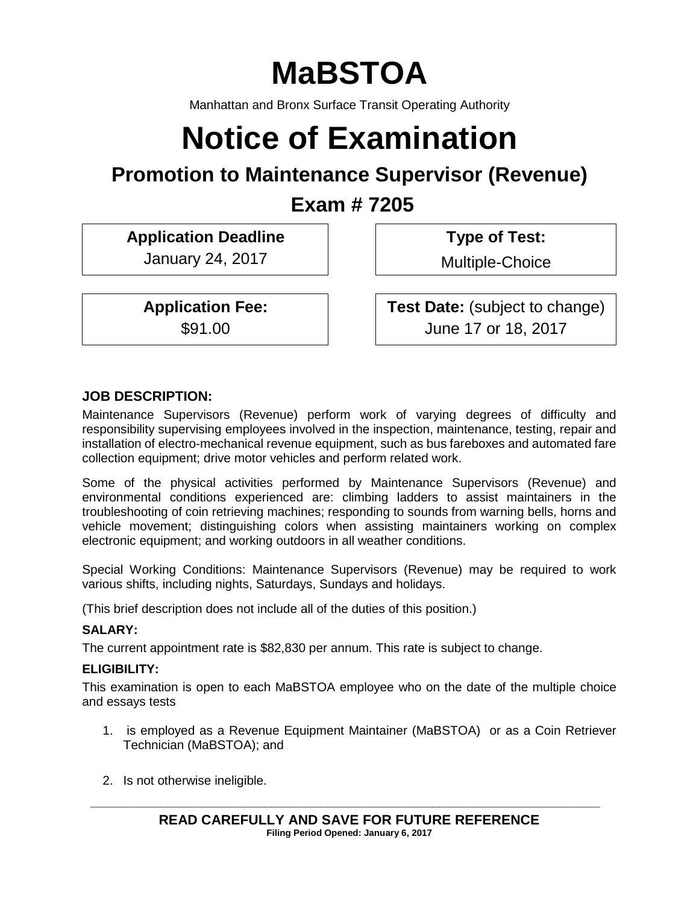# MaBSTOA

Manhattan and Bronx Surface Transit Operating Authority

# Notice of Examination

## Promotion to Maintenance Supervisor (Revenue)

## Exam # 7205

**Application Deadline**
January 24, 2017

**Type of Test:**
Multiple-Choice

**Application Fee:**
$91.00

**Test Date:** (subject to change)
June 17 or 18, 2017

### JOB DESCRIPTION:

Maintenance Supervisors (Revenue) perform work of varying degrees of difficulty and responsibility supervising employees involved in the inspection, maintenance, testing, repair and installation of electro-mechanical revenue equipment, such as bus fareboxes and automated fare collection equipment; drive motor vehicles and perform related work.

Some of the physical activities performed by Maintenance Supervisors (Revenue) and environmental conditions experienced are: climbing ladders to assist maintainers in the troubleshooting of coin retrieving machines; responding to sounds from warning bells, horns and vehicle movement; distinguishing colors when assisting maintainers working on complex electronic equipment; and working outdoors in all weather conditions.

Special Working Conditions: Maintenance Supervisors (Revenue) may be required to work various shifts, including nights, Saturdays, Sundays and holidays.

(This brief description does not include all of the duties of this position.)

### SALARY:

The current appointment rate is $82,830 per annum. This rate is subject to change.

### ELIGIBILITY:

This examination is open to each MaBSTOA employee who on the date of the multiple choice and essays tests

1. is employed as a Revenue Equipment Maintainer (MaBSTOA) or as a Coin Retriever Technician (MaBSTOA); and

2. Is not otherwise ineligible.

---

**READ CAREFULLY AND SAVE FOR FUTURE REFERENCE**
**Filing Period Opened: January 6, 2017**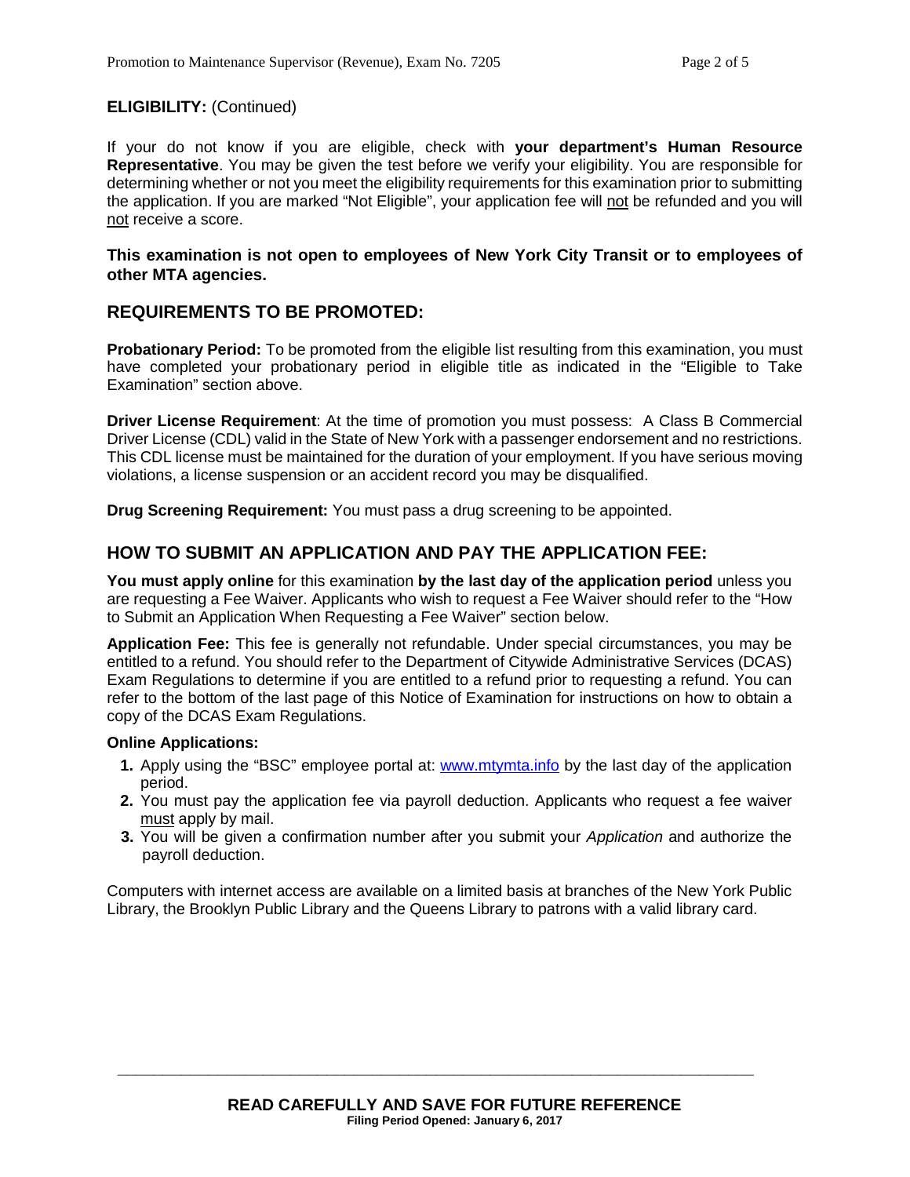**ELIGIBILITY:** (Continued)

If your do not know if you are eligible, check with **your department's Human Resource Representative**. You may be given the test before we verify your eligibility. You are responsible for determining whether or not you meet the eligibility requirements for this examination prior to submitting the application. If you are marked "Not Eligible", your application fee will not be refunded and you will not receive a score.

**This examination is not open to employees of New York City Transit or to employees of other MTA agencies.**

## REQUIREMENTS TO BE PROMOTED:

**Probationary Period:** To be promoted from the eligible list resulting from this examination, you must have completed your probationary period in eligible title as indicated in the "Eligible to Take Examination" section above.

**Driver License Requirement**: At the time of promotion you must possess: A Class B Commercial Driver License (CDL) valid in the State of New York with a passenger endorsement and no restrictions. This CDL license must be maintained for the duration of your employment. If you have serious moving violations, a license suspension or an accident record you may be disqualified.

**Drug Screening Requirement:** You must pass a drug screening to be appointed.

## HOW TO SUBMIT AN APPLICATION AND PAY THE APPLICATION FEE:

**You must apply online** for this examination **by the last day of the application period** unless you are requesting a Fee Waiver. Applicants who wish to request a Fee Waiver should refer to the "How to Submit an Application When Requesting a Fee Waiver" section below.

**Application Fee:** This fee is generally not refundable. Under special circumstances, you may be entitled to a refund. You should refer to the Department of Citywide Administrative Services (DCAS) Exam Regulations to determine if you are entitled to a refund prior to requesting a refund. You can refer to the bottom of the last page of this Notice of Examination for instructions on how to obtain a copy of the DCAS Exam Regulations.

**Online Applications:**

1. Apply using the "BSC" employee portal at: www.mtymta.info by the last day of the application period.
2. You must pay the application fee via payroll deduction. Applicants who request a fee waiver must apply by mail.
3. You will be given a confirmation number after you submit your *Application* and authorize the payroll deduction.

Computers with internet access are available on a limited basis at branches of the New York Public Library, the Brooklyn Public Library and the Queens Library to patrons with a valid library card.

**READ CAREFULLY AND SAVE FOR FUTURE REFERENCE**
**Filing Period Opened: January 6, 2017**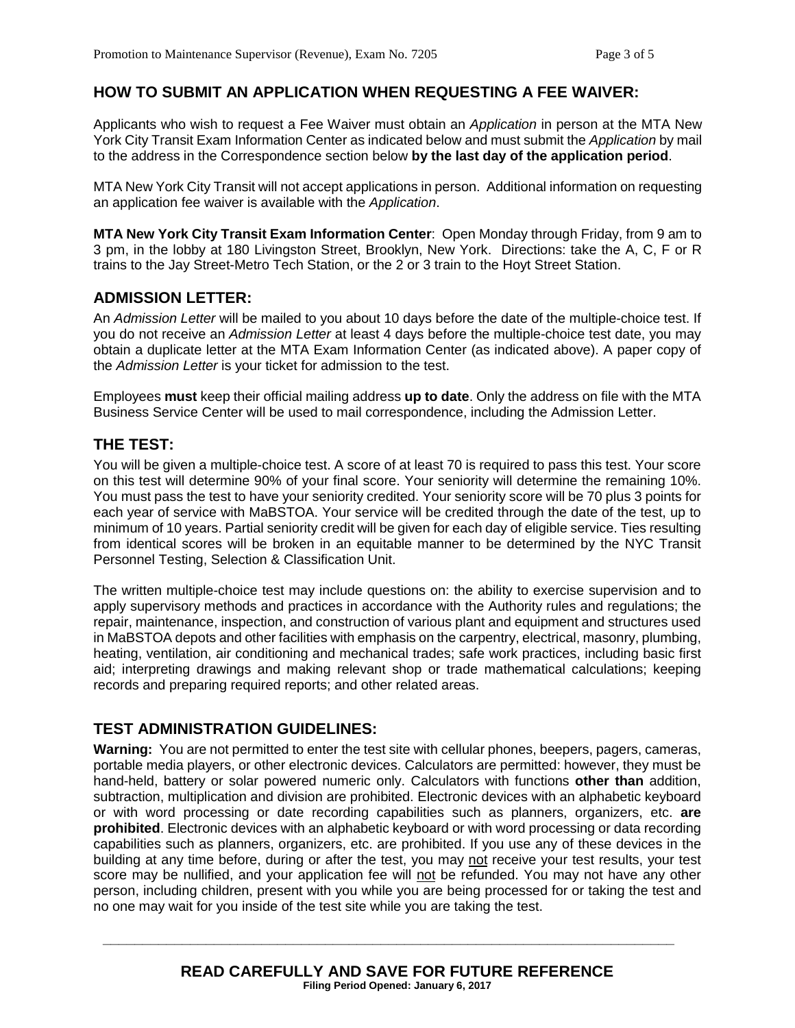## HOW TO SUBMIT AN APPLICATION WHEN REQUESTING A FEE WAIVER:

Applicants who wish to request a Fee Waiver must obtain an *Application* in person at the MTA New York City Transit Exam Information Center as indicated below and must submit the *Application* by mail to the address in the Correspondence section below **by the last day of the application period**.

MTA New York City Transit will not accept applications in person. Additional information on requesting an application fee waiver is available with the *Application*.

**MTA New York City Transit Exam Information Center**: Open Monday through Friday, from 9 am to 3 pm, in the lobby at 180 Livingston Street, Brooklyn, New York. Directions: take the A, C, F or R trains to the Jay Street-Metro Tech Station, or the 2 or 3 train to the Hoyt Street Station.

## ADMISSION LETTER:

An *Admission Letter* will be mailed to you about 10 days before the date of the multiple-choice test. If you do not receive an *Admission Letter* at least 4 days before the multiple-choice test date, you may obtain a duplicate letter at the MTA Exam Information Center (as indicated above). A paper copy of the *Admission Letter* is your ticket for admission to the test.

Employees **must** keep their official mailing address **up to date**. Only the address on file with the MTA Business Service Center will be used to mail correspondence, including the Admission Letter.

## THE TEST:

You will be given a multiple-choice test. A score of at least 70 is required to pass this test. Your score on this test will determine 90% of your final score. Your seniority will determine the remaining 10%. You must pass the test to have your seniority credited. Your seniority score will be 70 plus 3 points for each year of service with MaBSTOA. Your service will be credited through the date of the test, up to minimum of 10 years. Partial seniority credit will be given for each day of eligible service. Ties resulting from identical scores will be broken in an equitable manner to be determined by the NYC Transit Personnel Testing, Selection & Classification Unit.

The written multiple-choice test may include questions on: the ability to exercise supervision and to apply supervisory methods and practices in accordance with the Authority rules and regulations; the repair, maintenance, inspection, and construction of various plant and equipment and structures used in MaBSTOA depots and other facilities with emphasis on the carpentry, electrical, masonry, plumbing, heating, ventilation, air conditioning and mechanical trades; safe work practices, including basic first aid; interpreting drawings and making relevant shop or trade mathematical calculations; keeping records and preparing required reports; and other related areas.

## TEST ADMINISTRATION GUIDELINES:

**Warning:** You are not permitted to enter the test site with cellular phones, beepers, pagers, cameras, portable media players, or other electronic devices. Calculators are permitted: however, they must be hand-held, battery or solar powered numeric only. Calculators with functions **other than** addition, subtraction, multiplication and division are prohibited. Electronic devices with an alphabetic keyboard or with word processing or date recording capabilities such as planners, organizers, etc. **are prohibited**. Electronic devices with an alphabetic keyboard or with word processing or data recording capabilities such as planners, organizers, etc. are prohibited. If you use any of these devices in the building at any time before, during or after the test, you may not receive your test results, your test score may be nullified, and your application fee will not be refunded. You may not have any other person, including children, present with you while you are being processed for or taking the test and no one may wait for you inside of the test site while you are taking the test.

**READ CAREFULLY AND SAVE FOR FUTURE REFERENCE**
**Filing Period Opened: January 6, 2017**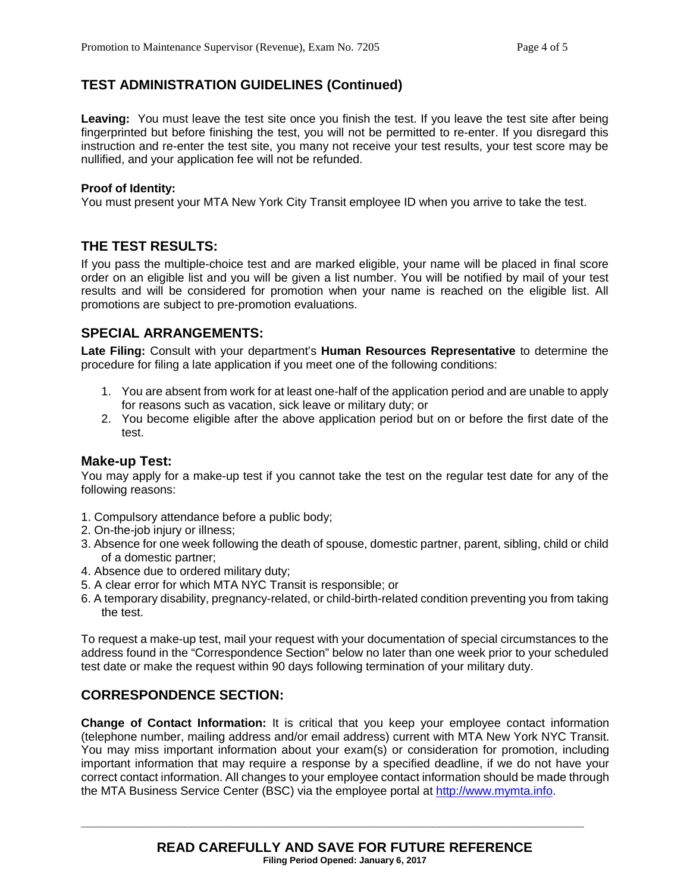## TEST ADMINISTRATION GUIDELINES (Continued)

**Leaving:** You must leave the test site once you finish the test. If you leave the test site after being fingerprinted but before finishing the test, you will not be permitted to re-enter. If you disregard this instruction and re-enter the test site, you many not receive your test results, your test score may be nullified, and your application fee will not be refunded.

**Proof of Identity:**
You must present your MTA New York City Transit employee ID when you arrive to take the test.

## THE TEST RESULTS:

If you pass the multiple-choice test and are marked eligible, your name will be placed in final score order on an eligible list and you will be given a list number. You will be notified by mail of your test results and will be considered for promotion when your name is reached on the eligible list. All promotions are subject to pre-promotion evaluations.

## SPECIAL ARRANGEMENTS:

**Late Filing:** Consult with your department's **Human Resources Representative** to determine the procedure for filing a late application if you meet one of the following conditions:

1. You are absent from work for at least one-half of the application period and are unable to apply for reasons such as vacation, sick leave or military duty; or
2. You become eligible after the above application period but on or before the first date of the test.

### Make-up Test:

You may apply for a make-up test if you cannot take the test on the regular test date for any of the following reasons:

1. Compulsory attendance before a public body;
2. On-the-job injury or illness;
3. Absence for one week following the death of spouse, domestic partner, parent, sibling, child or child of a domestic partner;
4. Absence due to ordered military duty;
5. A clear error for which MTA NYC Transit is responsible; or
6. A temporary disability, pregnancy-related, or child-birth-related condition preventing you from taking the test.

To request a make-up test, mail your request with your documentation of special circumstances to the address found in the "Correspondence Section" below no later than one week prior to your scheduled test date or make the request within 90 days following termination of your military duty.

## CORRESPONDENCE SECTION:

**Change of Contact Information:** It is critical that you keep your employee contact information (telephone number, mailing address and/or email address) current with MTA New York NYC Transit. You may miss important information about your exam(s) or consideration for promotion, including important information that may require a response by a specified deadline, if we do not have your correct contact information. All changes to your employee contact information should be made through the MTA Business Service Center (BSC) via the employee portal at http://www.mymta.info.

**READ CAREFULLY AND SAVE FOR FUTURE REFERENCE**
**Filing Period Opened: January 6, 2017**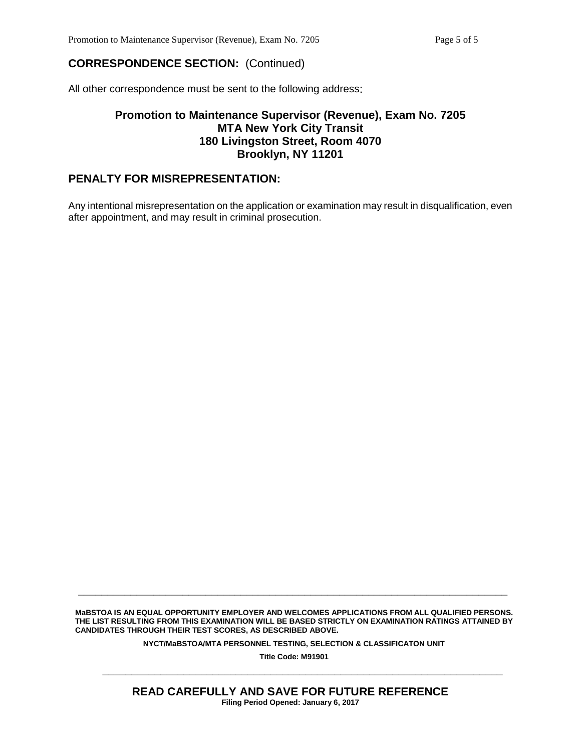## CORRESPONDENCE SECTION: (Continued)

All other correspondence must be sent to the following address:

**Promotion to Maintenance Supervisor (Revenue), Exam No. 7205**
**MTA New York City Transit**
**180 Livingston Street, Room 4070**
**Brooklyn, NY 11201**

## PENALTY FOR MISREPRESENTATION:

Any intentional misrepresentation on the application or examination may result in disqualification, even after appointment, and may result in criminal prosecution.

---

**MaBSTOA IS AN EQUAL OPPORTUNITY EMPLOYER AND WELCOMES APPLICATIONS FROM ALL QUALIFIED PERSONS. THE LIST RESULTING FROM THIS EXAMINATION WILL BE BASED STRICTLY ON EXAMINATION RATINGS ATTAINED BY CANDIDATES THROUGH THEIR TEST SCORES, AS DESCRIBED ABOVE.**

**NYCT/MaBSTOA/MTA PERSONNEL TESTING, SELECTION & CLASSIFICATON UNIT**

**Title Code: M91901**

---

**READ CAREFULLY AND SAVE FOR FUTURE REFERENCE**
**Filing Period Opened: January 6, 2017**